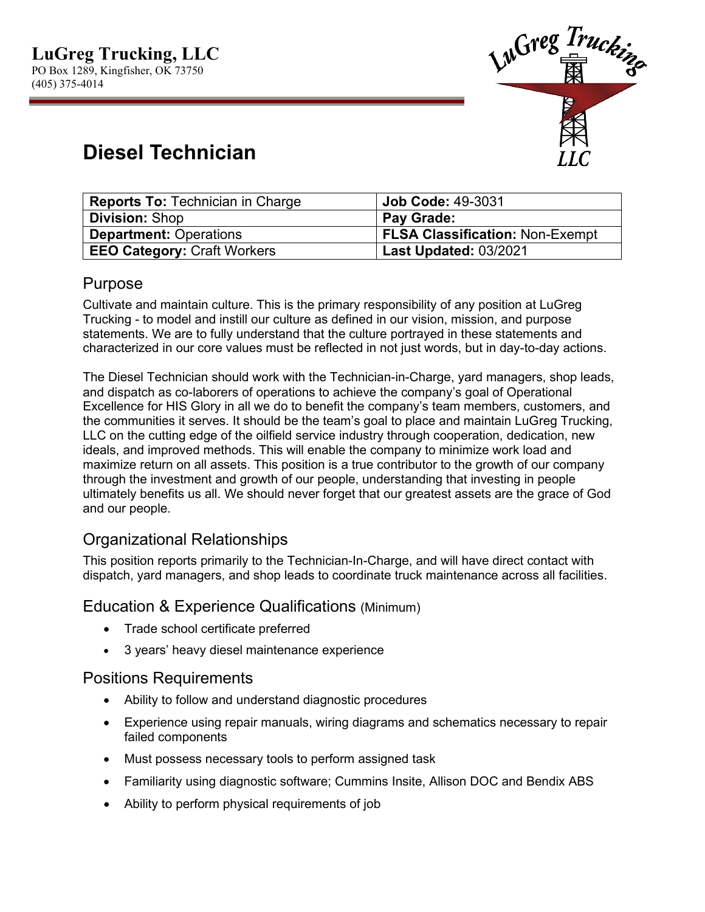**LuGreg Trucking, LLC**
PO Box 1289, Kingfisher, OK 73750
(405) 375-4014

# Diesel Technician

| **Reports To:** Technician in Charge | **Job Code:** 49-3031 |
|---|---|
| **Division:** Shop | **Pay Grade:** |
| **Department:** Operations | **FLSA Classification:** Non-Exempt |
| **EEO Category:** Craft Workers | **Last Updated:** 03/2021 |

## Purpose

Cultivate and maintain culture. This is the primary responsibility of any position at LuGreg Trucking - to model and instill our culture as defined in our vision, mission, and purpose statements. We are to fully understand that the culture portrayed in these statements and characterized in our core values must be reflected in not just words, but in day-to-day actions.

The Diesel Technician should work with the Technician-in-Charge, yard managers, shop leads, and dispatch as co-laborers of operations to achieve the company's goal of Operational Excellence for HIS Glory in all we do to benefit the company's team members, customers, and the communities it serves. It should be the team's goal to place and maintain LuGreg Trucking, LLC on the cutting edge of the oilfield service industry through cooperation, dedication, new ideals, and improved methods. This will enable the company to minimize work load and maximize return on all assets. This position is a true contributor to the growth of our company through the investment and growth of our people, understanding that investing in people ultimately benefits us all. We should never forget that our greatest assets are the grace of God and our people.

## Organizational Relationships

This position reports primarily to the Technician-In-Charge, and will have direct contact with dispatch, yard managers, and shop leads to coordinate truck maintenance across all facilities.

## Education & Experience Qualifications (Minimum)

- Trade school certificate preferred
- 3 years' heavy diesel maintenance experience

## Positions Requirements

- Ability to follow and understand diagnostic procedures
- Experience using repair manuals, wiring diagrams and schematics necessary to repair failed components
- Must possess necessary tools to perform assigned task
- Familiarity using diagnostic software; Cummins Insite, Allison DOC and Bendix ABS
- Ability to perform physical requirements of job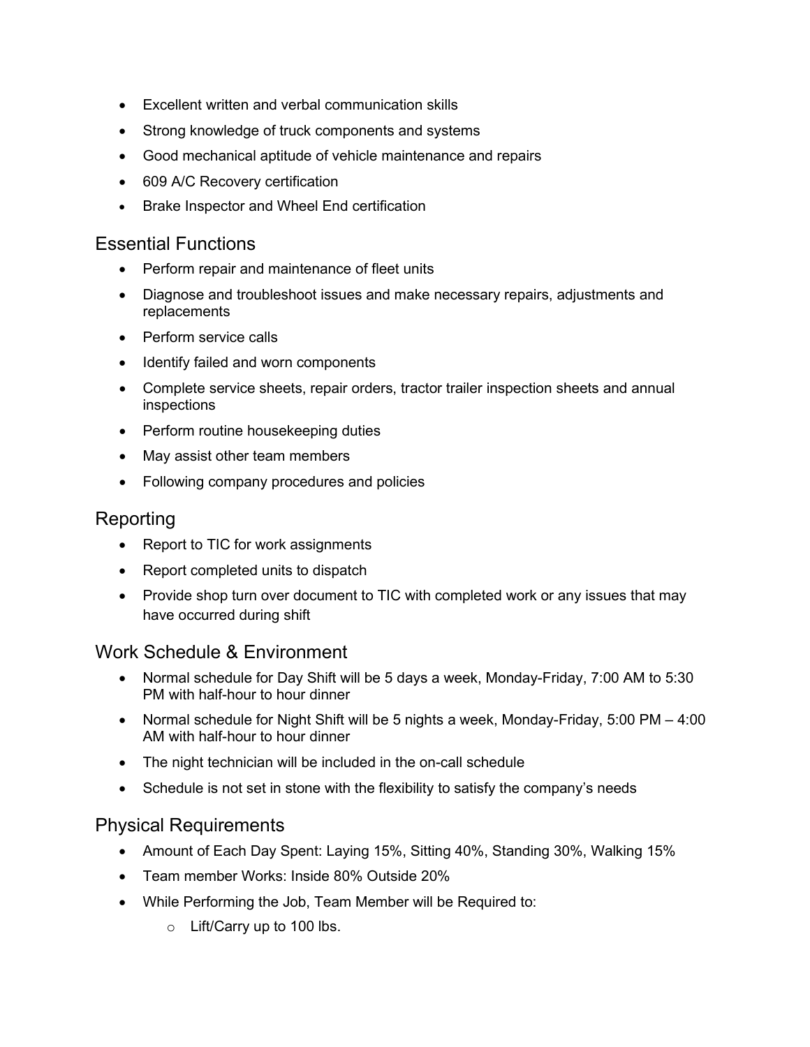- Excellent written and verbal communication skills
- Strong knowledge of truck components and systems
- Good mechanical aptitude of vehicle maintenance and repairs
- 609 A/C Recovery certification
- Brake Inspector and Wheel End certification

## Essential Functions

- Perform repair and maintenance of fleet units
- Diagnose and troubleshoot issues and make necessary repairs, adjustments and replacements
- Perform service calls
- Identify failed and worn components
- Complete service sheets, repair orders, tractor trailer inspection sheets and annual inspections
- Perform routine housekeeping duties
- May assist other team members
- Following company procedures and policies

## Reporting

- Report to TIC for work assignments
- Report completed units to dispatch
- Provide shop turn over document to TIC with completed work or any issues that may have occurred during shift

## Work Schedule & Environment

- Normal schedule for Day Shift will be 5 days a week, Monday-Friday, 7:00 AM to 5:30 PM with half-hour to hour dinner
- Normal schedule for Night Shift will be 5 nights a week, Monday-Friday, 5:00 PM – 4:00 AM with half-hour to hour dinner
- The night technician will be included in the on-call schedule
- Schedule is not set in stone with the flexibility to satisfy the company's needs

## Physical Requirements

- Amount of Each Day Spent: Laying 15%, Sitting 40%, Standing 30%, Walking 15%
- Team member Works: Inside 80% Outside 20%
- While Performing the Job, Team Member will be Required to:
  - Lift/Carry up to 100 lbs.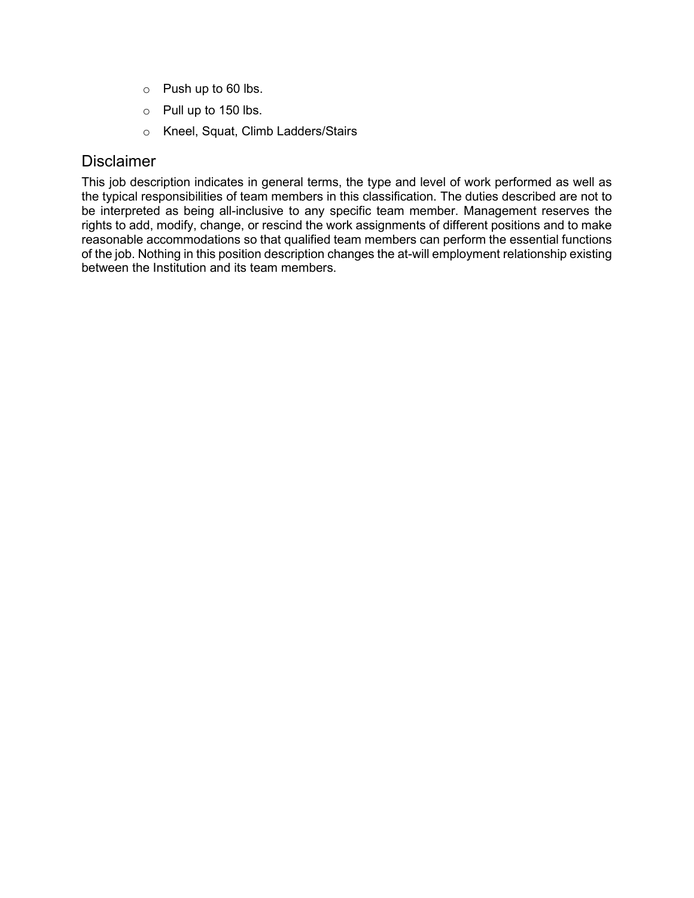- Push up to 60 lbs.
- Pull up to 150 lbs.
- Kneel, Squat, Climb Ladders/Stairs

## Disclaimer

This job description indicates in general terms, the type and level of work performed as well as the typical responsibilities of team members in this classification. The duties described are not to be interpreted as being all-inclusive to any specific team member. Management reserves the rights to add, modify, change, or rescind the work assignments of different positions and to make reasonable accommodations so that qualified team members can perform the essential functions of the job. Nothing in this position description changes the at-will employment relationship existing between the Institution and its team members.